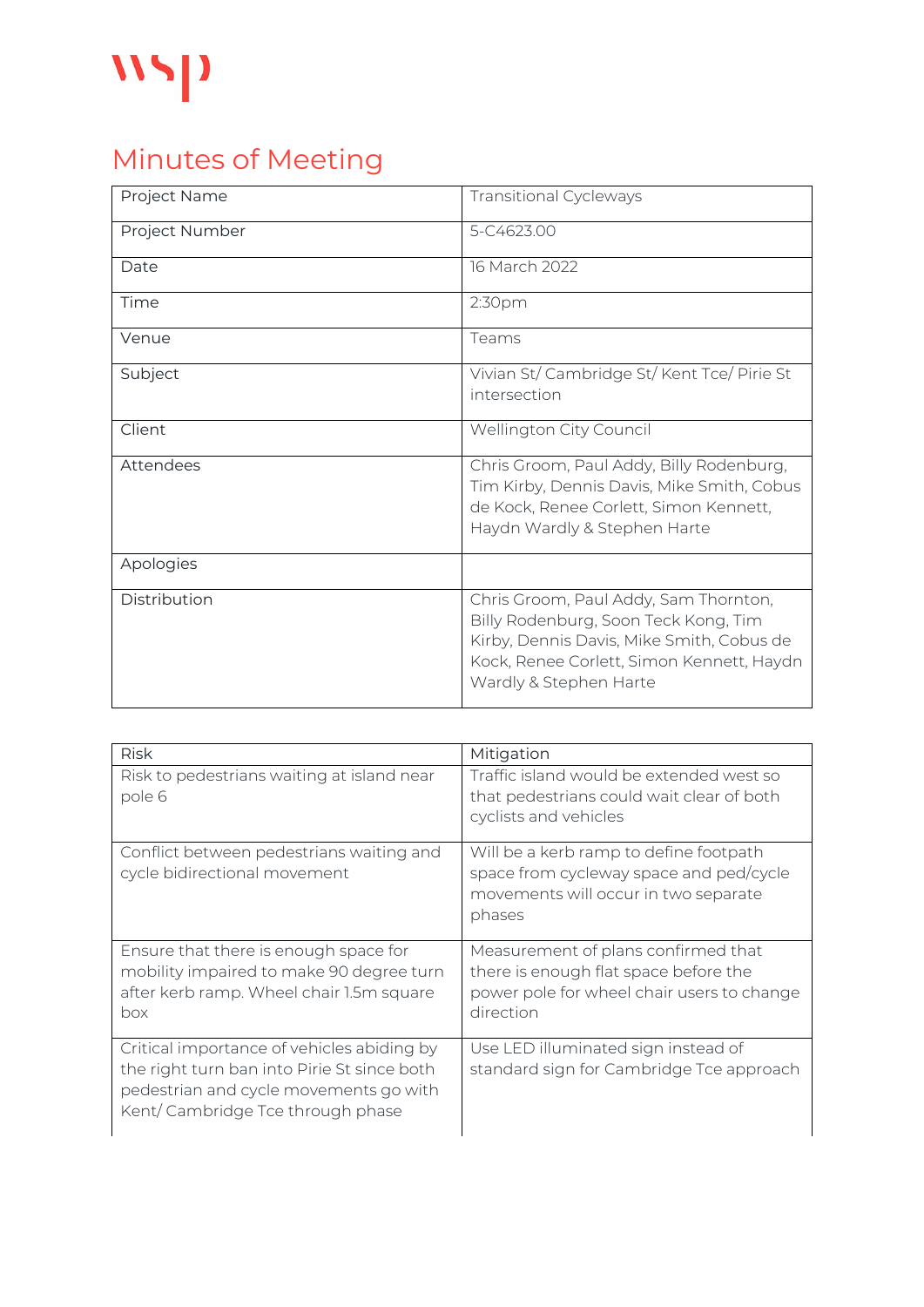wsp

# Minutes of Meeting

| Project Name | Transitional Cycleways |
|---|---|
| Project Number | 5-C4623.00 |
| Date | 16 March 2022 |
| Time | 2:30pm |
| Venue | Teams |
| Subject | Vivian St/ Cambridge St/ Kent Tce/ Pirie St intersection |
| Client | Wellington City Council |
| Attendees | Chris Groom, Paul Addy, Billy Rodenburg, Tim Kirby, Dennis Davis, Mike Smith, Cobus de Kock, Renee Corlett, Simon Kennett, Haydn Wardly & Stephen Harte |
| Apologies | |
| Distribution | Chris Groom, Paul Addy, Sam Thornton, Billy Rodenburg, Soon Teck Kong, Tim Kirby, Dennis Davis, Mike Smith, Cobus de Kock, Renee Corlett, Simon Kennett, Haydn Wardly & Stephen Harte |

| Risk | Mitigation |
|---|---|
| Risk to pedestrians waiting at island near pole 6 | Traffic island would be extended west so that pedestrians could wait clear of both cyclists and vehicles |
| Conflict between pedestrians waiting and cycle bidirectional movement | Will be a kerb ramp to define footpath space from cycleway space and ped/cycle movements will occur in two separate phases |
| Ensure that there is enough space for mobility impaired to make 90 degree turn after kerb ramp. Wheel chair 1.5m square box | Measurement of plans confirmed that there is enough flat space before the power pole for wheel chair users to change direction |
| Critical importance of vehicles abiding by the right turn ban into Pirie St since both pedestrian and cycle movements go with Kent/ Cambridge Tce through phase | Use LED illuminated sign instead of standard sign for Cambridge Tce approach |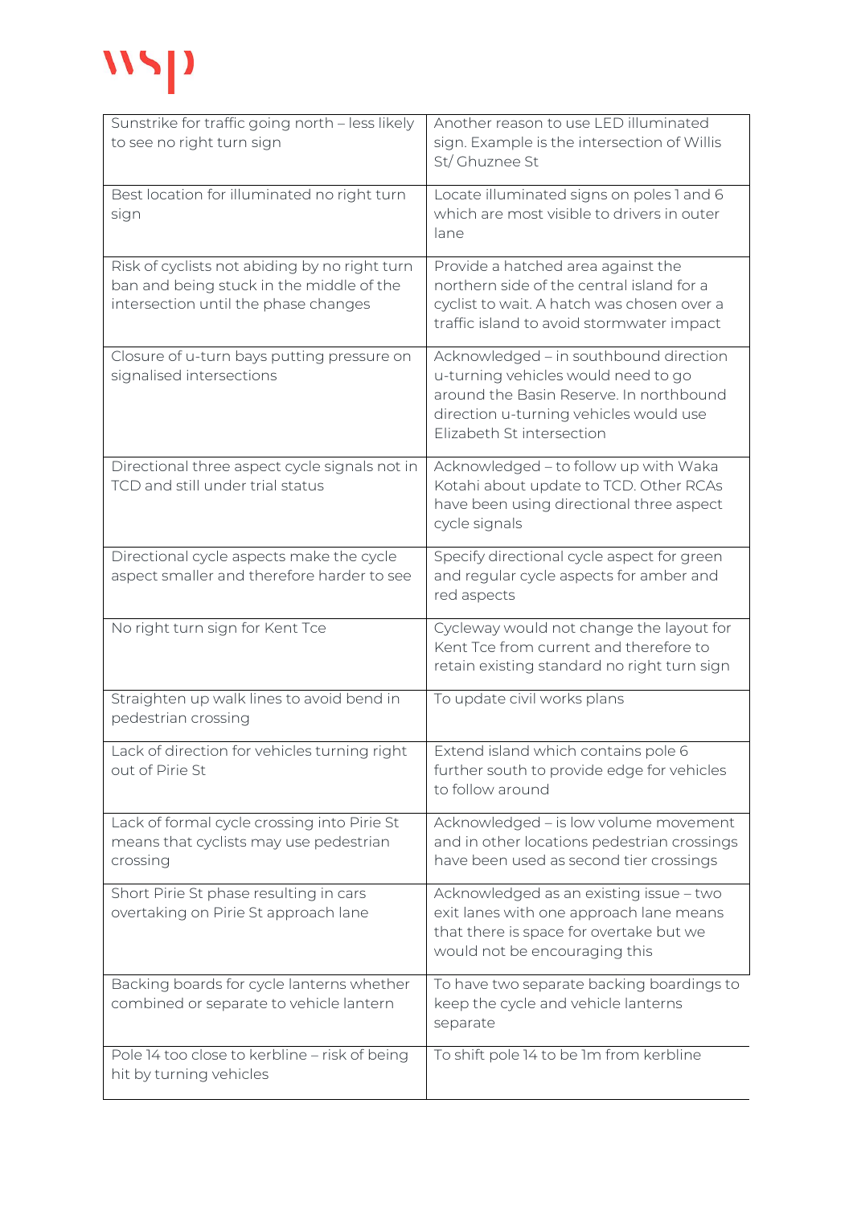| Sunstrike for traffic going north – less likely to see no right turn sign | Another reason to use LED illuminated sign. Example is the intersection of Willis St/ Ghuznee St |
|---|---|
| Best location for illuminated no right turn sign | Locate illuminated signs on poles 1 and 6 which are most visible to drivers in outer lane |
| Risk of cyclists not abiding by no right turn ban and being stuck in the middle of the intersection until the phase changes | Provide a hatched area against the northern side of the central island for a cyclist to wait. A hatch was chosen over a traffic island to avoid stormwater impact |
| Closure of u-turn bays putting pressure on signalised intersections | Acknowledged – in southbound direction u-turning vehicles would need to go around the Basin Reserve. In northbound direction u-turning vehicles would use Elizabeth St intersection |
| Directional three aspect cycle signals not in TCD and still under trial status | Acknowledged – to follow up with Waka Kotahi about update to TCD. Other RCAs have been using directional three aspect cycle signals |
| Directional cycle aspects make the cycle aspect smaller and therefore harder to see | Specify directional cycle aspect for green and regular cycle aspects for amber and red aspects |
| No right turn sign for Kent Tce | Cycleway would not change the layout for Kent Tce from current and therefore to retain existing standard no right turn sign |
| Straighten up walk lines to avoid bend in pedestrian crossing | To update civil works plans |
| Lack of direction for vehicles turning right out of Pirie St | Extend island which contains pole 6 further south to provide edge for vehicles to follow around |
| Lack of formal cycle crossing into Pirie St means that cyclists may use pedestrian crossing | Acknowledged – is low volume movement and in other locations pedestrian crossings have been used as second tier crossings |
| Short Pirie St phase resulting in cars overtaking on Pirie St approach lane | Acknowledged as an existing issue – two exit lanes with one approach lane means that there is space for overtake but we would not be encouraging this |
| Backing boards for cycle lanterns whether combined or separate to vehicle lantern | To have two separate backing boardings to keep the cycle and vehicle lanterns separate |
| Pole 14 too close to kerbline – risk of being hit by turning vehicles | To shift pole 14 to be 1m from kerbline |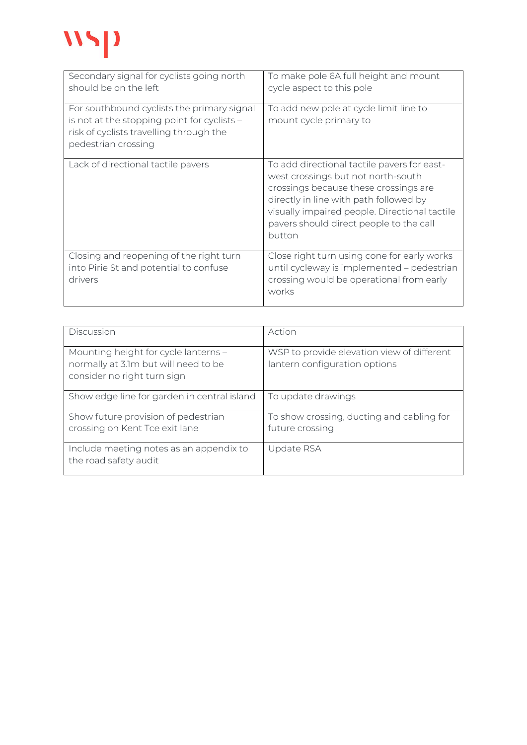| | |
|---|---|
| Secondary signal for cyclists going north should be on the left | To make pole 6A full height and mount cycle aspect to this pole |
| For southbound cyclists the primary signal is not at the stopping point for cyclists – risk of cyclists travelling through the pedestrian crossing | To add new pole at cycle limit line to mount cycle primary to |
| Lack of directional tactile pavers | To add directional tactile pavers for east-west crossings but not north-south crossings because these crossings are directly in line with path followed by visually impaired people. Directional tactile pavers should direct people to the call button |
| Closing and reopening of the right turn into Pirie St and potential to confuse drivers | Close right turn using cone for early works until cycleway is implemented – pedestrian crossing would be operational from early works |

| Discussion | Action |
|---|---|
| Mounting height for cycle lanterns – normally at 3.1m but will need to be consider no right turn sign | WSP to provide elevation view of different lantern configuration options |
| Show edge line for garden in central island | To update drawings |
| Show future provision of pedestrian crossing on Kent Tce exit lane | To show crossing, ducting and cabling for future crossing |
| Include meeting notes as an appendix to the road safety audit | Update RSA |